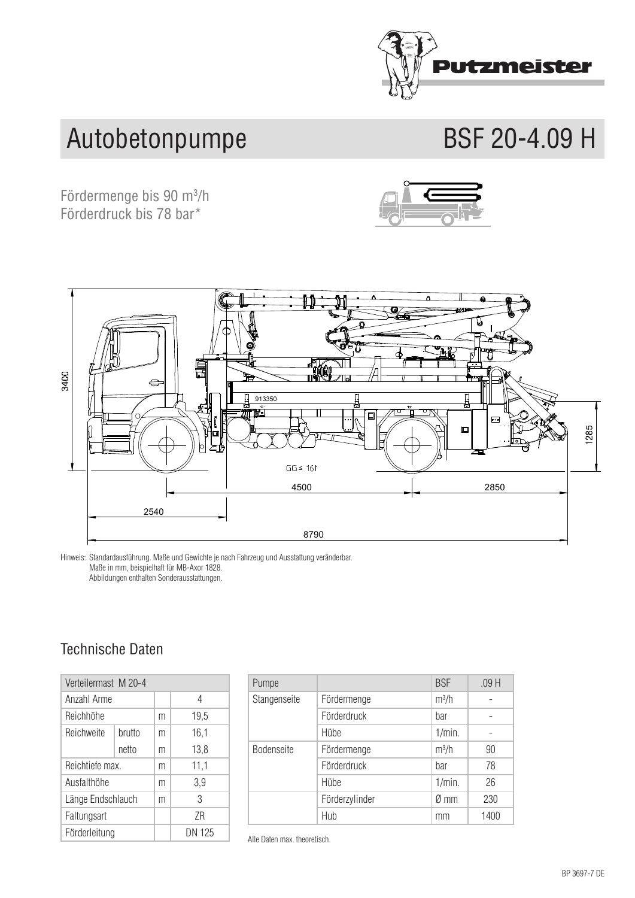Putzmeister

# Autobetonpumpe BSF 20-4.09 H

Fördermenge bis 90 m³/h
Förderdruck bis 78 bar*

3400
913350
1285
GG ≤ 16t
4500
2850
2540
8790

Hinweis: Standardausführung. Maße und Gewichte je nach Fahrzeug und Ausstattung veränderbar.
Maße in mm, beispielhaft für MB-Axor 1828.
Abbildungen enthalten Sonderausstattungen.

## Technische Daten

| Verteilermast M 20-4 | | | |
|---|---|---|---|
| Anzahl Arme | | | 4 |
| Reichhöhe | | m | 19,5 |
| Reichweite | brutto | m | 16,1 |
| | netto | m | 13,8 |
| Reichtiefe max. | | m | 11,1 |
| Ausfalthöhe | | m | 3,9 |
| Länge Endschlauch | | m | 3 |
| Faltungsart | | | ZR |
| Förderleitung | | | DN 125 |

| Pumpe | | BSF | .09 H |
|---|---|---|---|
| Stangenseite | Fördermenge | m³/h | - |
| | Förderdruck | bar | - |
| | Hübe | 1/min. | - |
| Bodenseite | Fördermenge | m³/h | 90 |
| | Förderdruck | bar | 78 |
| | Hübe | 1/min. | 26 |
| | Förderzylinder | Ø mm | 230 |
| | Hub | mm | 1400 |

Alle Daten max. theoretisch.

BP 3697-7 DE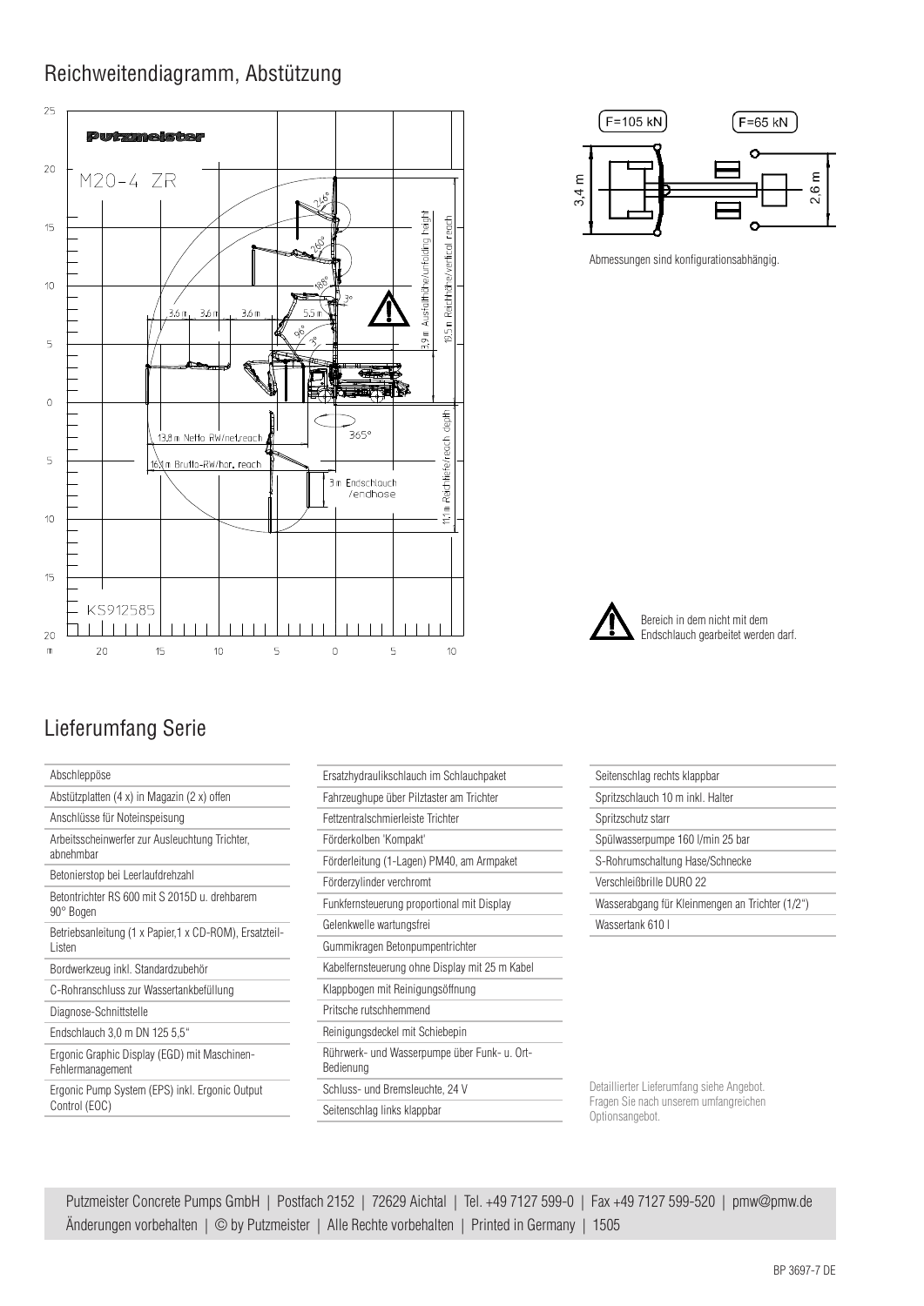## Reichweitendiagramm, Abstützung

Putzmeister

M20-4 ZR

KS912585

3,6 m
3,6 m
3,6 m
5,5 m
246°
260°
188°
96°
3°
3°
365°
3,9 m Ausfalthöhe/unfolding height
19,5 m Reichhöhe/vertical reach
11,1 m Reichtiefe/reach depth
13,8 m Netto RW/net reach
16,1 m Brutto-RW/hor. reach
3 m Endschlauch /endhose

25
20
15
10
5
0
5
10
15
20
m
20
15
10
5
0
5
10

F=105 kN
F=65 kN
3,4 m
2,6 m

Abmessungen sind konfigurationsabhängig.

Bereich in dem nicht mit dem Endschlauch gearbeitet werden darf.

## Lieferumfang Serie

- Abschleppöse
- Abstützplatten (4 x) in Magazin (2 x) offen
- Anschlüsse für Noteinspeisung
- Arbeitsscheinwerfer zur Ausleuchtung Trichter, abnehmbar
- Betonierstop bei Leerlaufdrehzahl
- Betontrichter RS 600 mit S 2015D u. drehbarem 90° Bogen
- Betriebsanleitung (1 x Papier,1 x CD-ROM), Ersatzteil-Listen
- Bordwerkzeug inkl. Standardzubehör
- C-Rohranschluss zur Wassertankbefüllung
- Diagnose-Schnittstelle
- Endschlauch 3,0 m DN 125 5,5"
- Ergonic Graphic Display (EGD) mit Maschinen-Fehlermanagement
- Ergonic Pump System (EPS) inkl. Ergonic Output Control (EOC)
- Ersatzhydraulikschlauch im Schlauchpaket
- Fahrzeughupe über Pilztaster am Trichter
- Fettzentralschmierleiste Trichter
- Förderkolben 'Kompakt'
- Förderleitung (1-Lagen) PM40, am Armpaket
- Förderzylinder verchromt
- Funkfernsteuerung proportional mit Display
- Gelenkwelle wartungsfrei
- Gummikragen Betonpumpentrichter
- Kabelfernsteuerung ohne Display mit 25 m Kabel
- Klappbogen mit Reinigungsöffnung
- Pritsche rutschhemmend
- Reinigungsdeckel mit Schiebepin
- Rührwerk- und Wasserpumpe über Funk- u. Ort-Bedienung
- Schluss- und Bremsleuchte, 24 V
- Seitenschlag links klappbar
- Seitenschlag rechts klappbar
- Spritzschlauch 10 m inkl. Halter
- Spritzschutz starr
- Spülwasserpumpe 160 l/min 25 bar
- S-Rohrumschaltung Hase/Schnecke
- Verschleißbrille DURO 22
- Wasserabgang für Kleinmengen an Trichter (1/2")
- Wassertank 610 l

Detaillierter Lieferumfang siehe Angebot. Fragen Sie nach unserem umfangreichen Optionsangebot.

Putzmeister Concrete Pumps GmbH | Postfach 2152 | 72629 Aichtal | Tel. +49 7127 599-0 | Fax +49 7127 599-520 | pmw@pmw.de
Änderungen vorbehalten | © by Putzmeister | Alle Rechte vorbehalten | Printed in Germany | 1505

BP 3697-7 DE